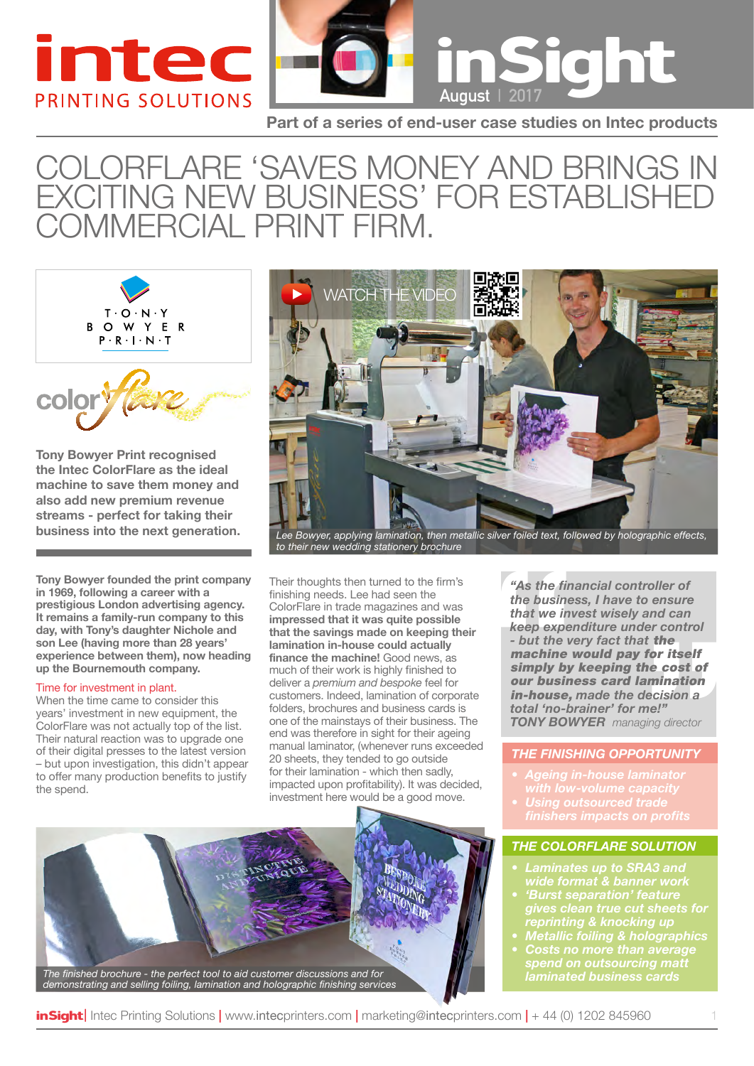# COLORFLARE 'SAVES MONEY AND BRINGS IN EXCITING NEW BUSINESS' FOR ESTABLISHED COMMERCIAL PRINT FIRM.

Part of a series of end-user case studies on Intec products

**Tony Bowyer Print recognised the Intec ColorFlare as the ideal machine to save them money and also add new premium revenue streams - perfect for taking their business into the next generation.**

WATCH THE VIDEO

*Lee Bowyer, applying lamination, then metallic silver foiled text, followed by holographic effects, to their new wedding stationery brochure*

**Tony Bowyer founded the print company in 1969, following a career with a prestigious London advertising agency. It remains a family-run company to this day, with Tony's daughter Nichole and son Lee (having more than 28 years' experience between them), now heading up the Bournemouth company.**

### Time for investment in plant.

When the time came to consider this years' investment in new equipment, the ColorFlare was not actually top of the list. Their natural reaction was to upgrade one of their digital presses to the latest version – but upon investigation, this didn't appear to offer many production benefits to justify the spend.

Their thoughts then turned to the firm's finishing needs. Lee had seen the ColorFlare in trade magazines and was **impressed that it was quite possible that the savings made on keeping their lamination in-house could actually finance the machine!** Good news, as much of their work is highly finished to deliver a *premium and bespoke* feel for customers. Indeed, lamination of corporate folders, brochures and business cards is one of the mainstays of their business. The end was therefore in sight for their ageing manual laminator, (whenever runs exceeded 20 sheets, they tended to go outside for their lamination - which then sadly, impacted upon profitability). It was decided, investment here would be a good move.

> *"As the financial controller of the business, I have to ensure that we invest wisely and can keep expenditure under control - but the very fact that **the machine would pay for itself simply by keeping the cost of our business card lamination in-house,** made the decision a total 'no-brainer' for me!"*
> **TONY BOWYER** *managing director*

### THE FINISHING OPPORTUNITY

- Ageing in-house laminator with low-volume capacity
- Using outsourced trade finishers impacts on profits

### THE COLORFLARE SOLUTION

- Laminates up to SRA3 and wide format & banner work
- 'Burst separation' feature gives clean true cut sheets for reprinting & knocking up
- Metallic foiling & holographics
- Costs no more than average spend on outsourcing matt laminated business cards

*The finished brochure - the perfect tool to aid customer discussions and for demonstrating and selling foiling, lamination and holographic finishing services*

**inSight** | Intec Printing Solutions | www.intecprinters.com | marketing@intecprinters.com | + 44 (0) 1202 845960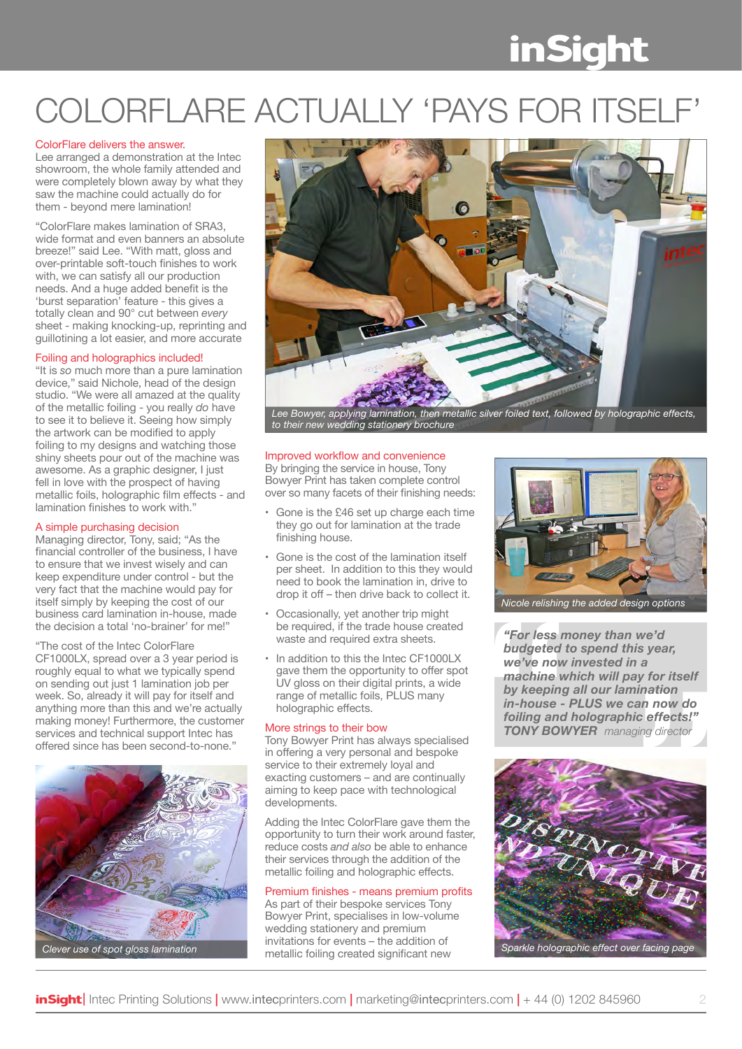# COLORFLARE ACTUALLY 'PAYS FOR ITSELF'

### ColorFlare delivers the answer.

Lee arranged a demonstration at the Intec showroom, the whole family attended and were completely blown away by what they saw the machine could actually do for them - beyond mere lamination!

"ColorFlare makes lamination of SRA3, wide format and even banners an absolute breeze!" said Lee. "With matt, gloss and over-printable soft-touch finishes to work with, we can satisfy all our production needs. And a huge added benefit is the 'burst separation' feature - this gives a totally clean and 90° cut between *every* sheet - making knocking-up, reprinting and guillotining a lot easier, and more accurate

### Foiling and holographics included!

"It is *so* much more than a pure lamination device," said Nichole, head of the design studio. "We were all amazed at the quality of the metallic foiling - you really *do* have to see it to believe it. Seeing how simply the artwork can be modified to apply foiling to my designs and watching those shiny sheets pour out of the machine was awesome. As a graphic designer, I just fell in love with the prospect of having metallic foils, holographic film effects - and lamination finishes to work with."

### A simple purchasing decision

Managing director, Tony, said; "As the financial controller of the business, I have to ensure that we invest wisely and can keep expenditure under control - but the very fact that the machine would pay for itself simply by keeping the cost of our business card lamination in-house, made the decision a total 'no-brainer' for me!"

"The cost of the Intec ColorFlare CF1000LX, spread over a 3 year period is roughly equal to what we typically spend on sending out just 1 lamination job per week. So, already it will pay for itself and anything more than this and we're actually making money! Furthermore, the customer services and technical support Intec has offered since has been second-to-none."

*Clever use of spot gloss lamination*

*Lee Bowyer, applying lamination, then metallic silver foiled text, followed by holographic effects, to their new wedding stationery brochure*

### Improved workflow and convenience

By bringing the service in house, Tony Bowyer Print has taken complete control over so many facets of their finishing needs:

- Gone is the £46 set up charge each time they go out for lamination at the trade finishing house.
- Gone is the cost of the lamination itself per sheet. In addition to this they would need to book the lamination in, drive to drop it off – then drive back to collect it.
- Occasionally, yet another trip might be required, if the trade house created waste and required extra sheets.
- In addition to this the Intec CF1000LX gave them the opportunity to offer spot UV gloss on their digital prints, a wide range of metallic foils, PLUS many holographic effects.

### More strings to their bow

Tony Bowyer Print has always specialised in offering a very personal and bespoke service to their extremely loyal and exacting customers – and are continually aiming to keep pace with technological developments.

Adding the Intec ColorFlare gave them the opportunity to turn their work around faster, reduce costs *and also* be able to enhance their services through the addition of the metallic foiling and holographic effects.

### Premium finishes - means premium profits

As part of their bespoke services Tony Bowyer Print, specialises in low-volume wedding stationery and premium invitations for events – the addition of metallic foiling created significant new

*Nicole relishing the added design options*

> ***"For less money than we'd budgeted to spend this year, we've now invested in a machine which will pay for itself by keeping all our lamination in-house - PLUS we can now do foiling and holographic effects!"***
> **TONY BOWYER** *managing director*

*Sparkle holographic effect over facing page*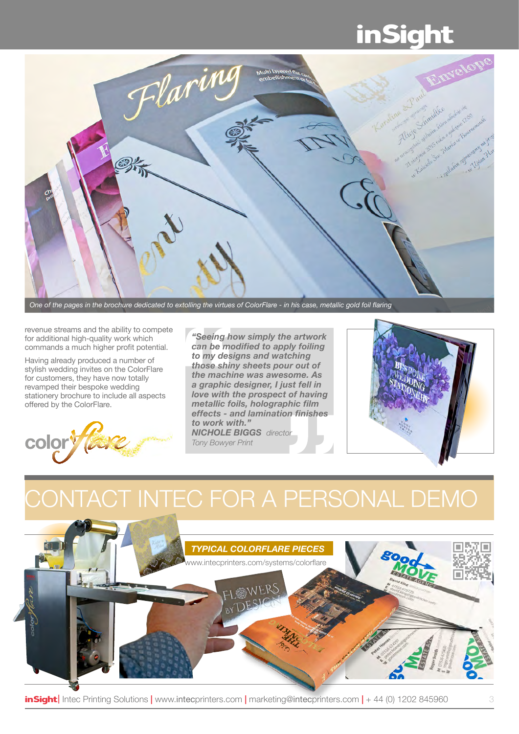One of the pages in the brochure dedicated to extolling the virtues of ColorFlare - in his case, metallic gold foil flaring

revenue streams and the ability to compete for additional high-quality work which commands a much higher profit potential.

Having already produced a number of stylish wedding invites on the ColorFlare for customers, they have now totally revamped their bespoke wedding stationery brochure to include all aspects offered by the ColorFlare.

> ***"Seeing how simply the artwork can be modified to apply foiling to my designs and watching those shiny sheets pour out of the machine was awesome. As a graphic designer, I just fell in love with the prospect of having metallic foils, holographic film effects - and lamination finishes to work with."***
>
> ***NICHOLE BIGGS*** *director*
> *Tony Bowyer Print*

## CONTACT INTEC FOR A PERSONAL DEMO

***TYPICAL COLORFLARE PIECES***

www.intecprinters.com/systems/colorflare

**inSight** | Intec Printing Solutions | www.intecprinters.com | marketing@intecprinters.com | + 44 (0) 1202 845960